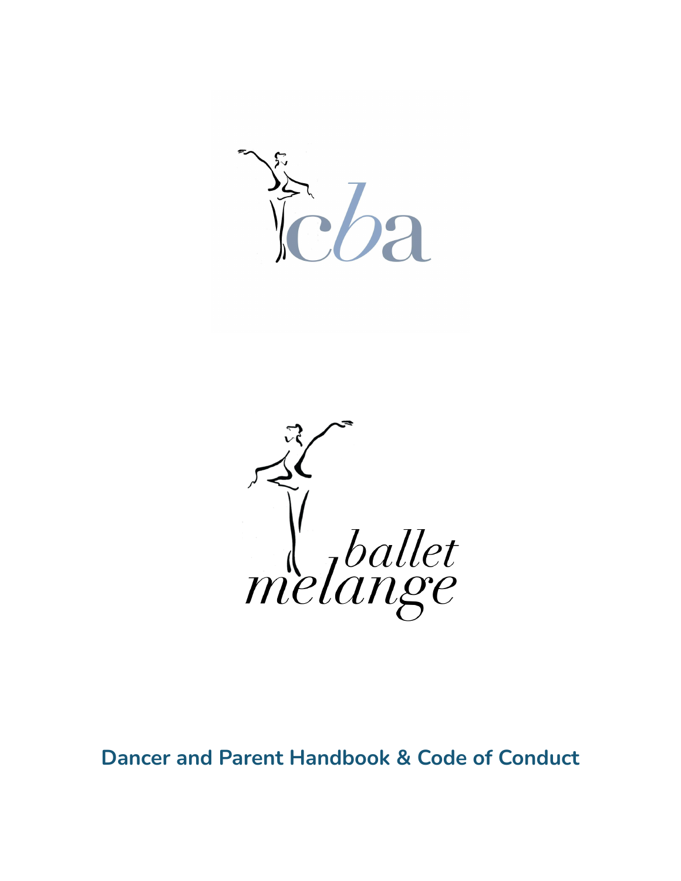cba

ballet melange

# Dancer and Parent Handbook & Code of Conduct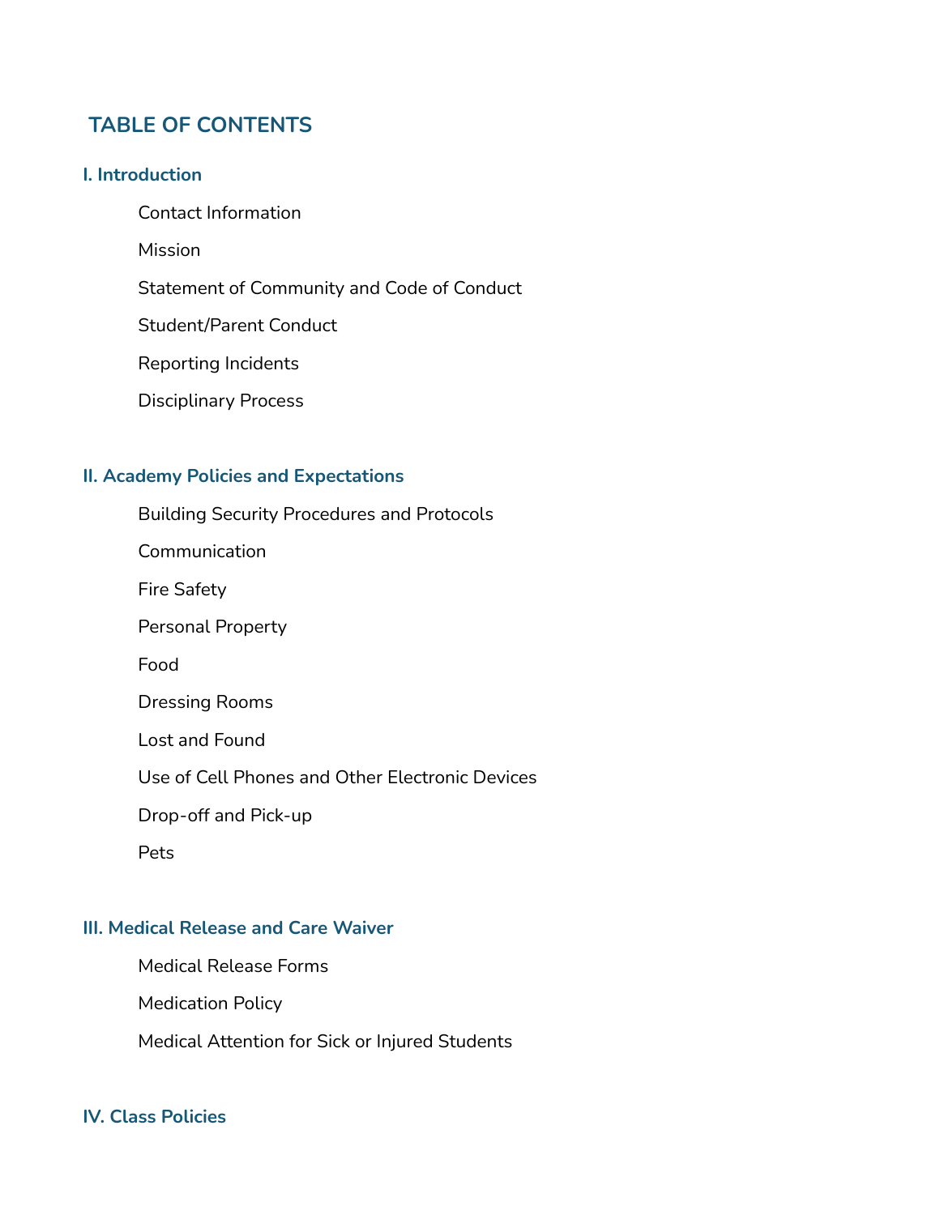# TABLE OF CONTENTS

## I. Introduction

- Contact Information
- Mission
- Statement of Community and Code of Conduct
- Student/Parent Conduct
- Reporting Incidents
- Disciplinary Process

## II. Academy Policies and Expectations

- Building Security Procedures and Protocols
- Communication
- Fire Safety
- Personal Property
- Food
- Dressing Rooms
- Lost and Found
- Use of Cell Phones and Other Electronic Devices
- Drop-off and Pick-up
- Pets

## III. Medical Release and Care Waiver

- Medical Release Forms
- Medication Policy
- Medical Attention for Sick or Injured Students

## IV. Class Policies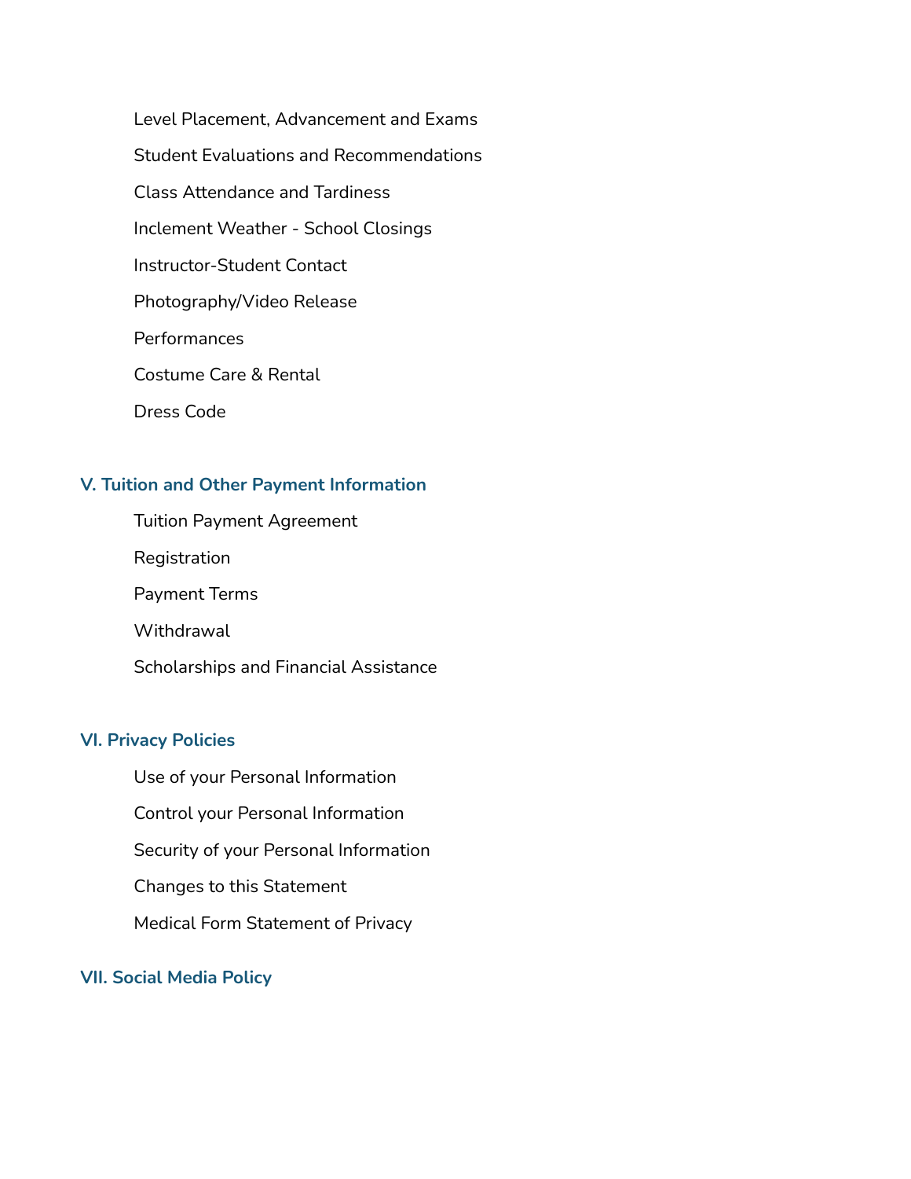- Level Placement, Advancement and Exams
- Student Evaluations and Recommendations
- Class Attendance and Tardiness
- Inclement Weather - School Closings
- Instructor-Student Contact
- Photography/Video Release
- Performances
- Costume Care & Rental
- Dress Code

## V. Tuition and Other Payment Information

- Tuition Payment Agreement
- Registration
- Payment Terms
- Withdrawal
- Scholarships and Financial Assistance

## VI. Privacy Policies

- Use of your Personal Information
- Control your Personal Information
- Security of your Personal Information
- Changes to this Statement
- Medical Form Statement of Privacy

## VII. Social Media Policy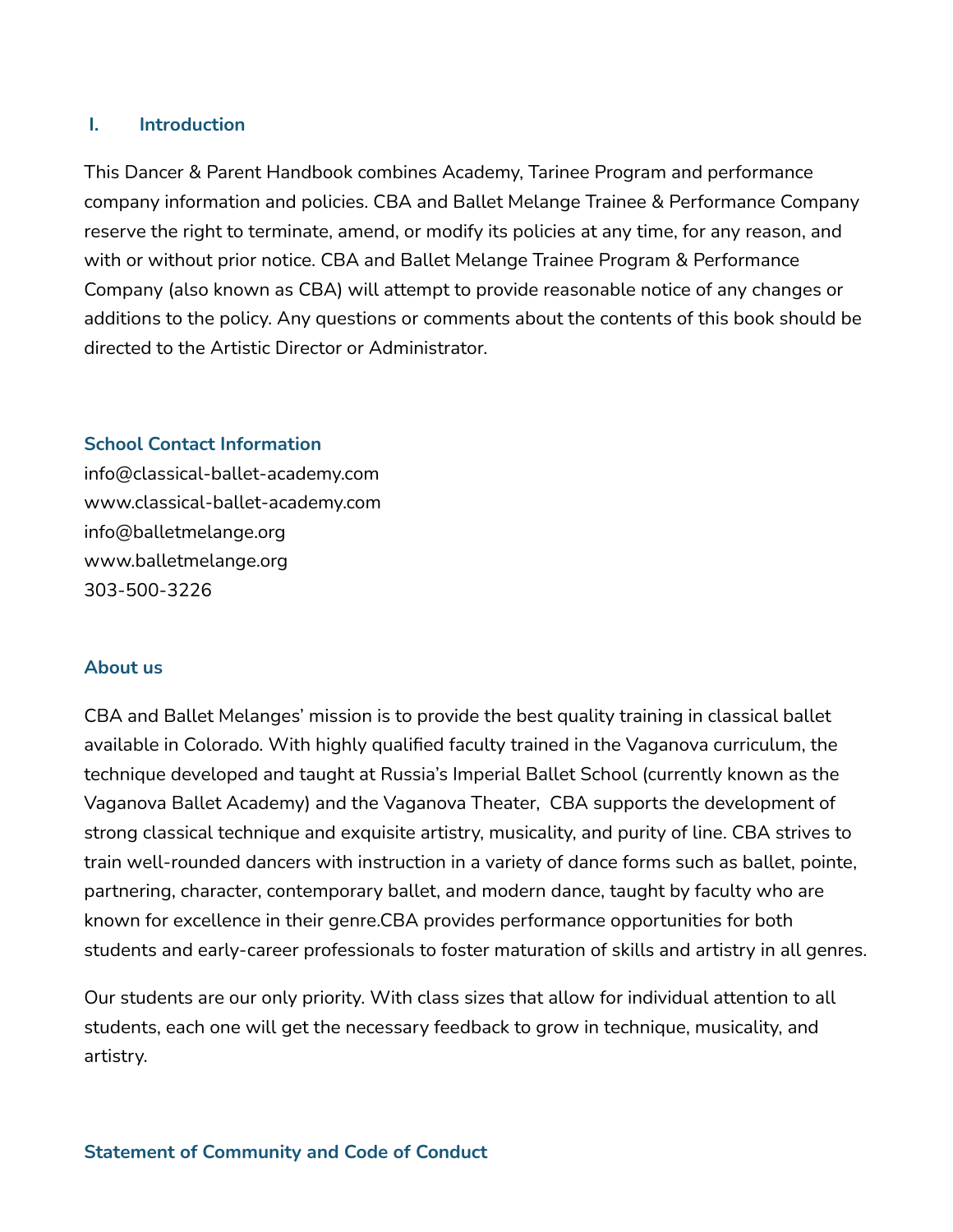## I. Introduction

This Dancer & Parent Handbook combines Academy, Tarinee Program and performance company information and policies. CBA and Ballet Melange Trainee & Performance Company reserve the right to terminate, amend, or modify its policies at any time, for any reason, and with or without prior notice. CBA and Ballet Melange Trainee Program & Performance Company (also known as CBA) will attempt to provide reasonable notice of any changes or additions to the policy. Any questions or comments about the contents of this book should be directed to the Artistic Director or Administrator.

### School Contact Information

info@classical-ballet-academy.com
www.classical-ballet-academy.com
info@balletmelange.org
www.balletmelange.org
303-500-3226

### About us

CBA and Ballet Melanges' mission is to provide the best quality training in classical ballet available in Colorado. With highly qualified faculty trained in the Vaganova curriculum, the technique developed and taught at Russia's Imperial Ballet School (currently known as the Vaganova Ballet Academy) and the Vaganova Theater, CBA supports the development of strong classical technique and exquisite artistry, musicality, and purity of line. CBA strives to train well-rounded dancers with instruction in a variety of dance forms such as ballet, pointe, partnering, character, contemporary ballet, and modern dance, taught by faculty who are known for excellence in their genre.CBA provides performance opportunities for both students and early-career professionals to foster maturation of skills and artistry in all genres.

Our students are our only priority. With class sizes that allow for individual attention to all students, each one will get the necessary feedback to grow in technique, musicality, and artistry.

### Statement of Community and Code of Conduct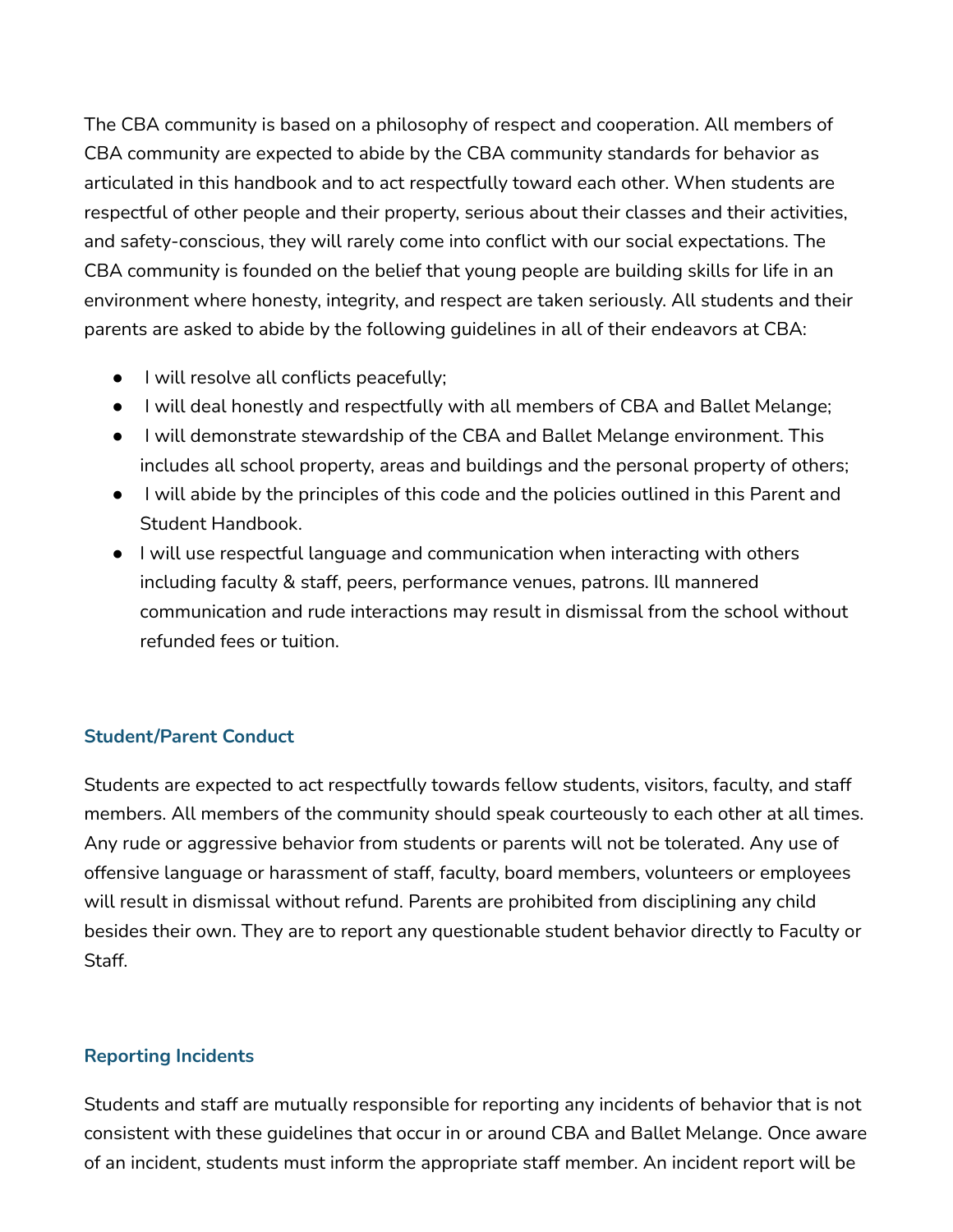The CBA community is based on a philosophy of respect and cooperation. All members of CBA community are expected to abide by the CBA community standards for behavior as articulated in this handbook and to act respectfully toward each other. When students are respectful of other people and their property, serious about their classes and their activities, and safety-conscious, they will rarely come into conflict with our social expectations. The CBA community is founded on the belief that young people are building skills for life in an environment where honesty, integrity, and respect are taken seriously. All students and their parents are asked to abide by the following guidelines in all of their endeavors at CBA:

- I will resolve all conflicts peacefully;
- I will deal honestly and respectfully with all members of CBA and Ballet Melange;
- I will demonstrate stewardship of the CBA and Ballet Melange environment. This includes all school property, areas and buildings and the personal property of others;
- I will abide by the principles of this code and the policies outlined in this Parent and Student Handbook.
- I will use respectful language and communication when interacting with others including faculty & staff, peers, performance venues, patrons. Ill mannered communication and rude interactions may result in dismissal from the school without refunded fees or tuition.

### Student/Parent Conduct

Students are expected to act respectfully towards fellow students, visitors, faculty, and staff members. All members of the community should speak courteously to each other at all times. Any rude or aggressive behavior from students or parents will not be tolerated. Any use of offensive language or harassment of staff, faculty, board members, volunteers or employees will result in dismissal without refund. Parents are prohibited from disciplining any child besides their own. They are to report any questionable student behavior directly to Faculty or Staff.

### Reporting Incidents

Students and staff are mutually responsible for reporting any incidents of behavior that is not consistent with these guidelines that occur in or around CBA and Ballet Melange. Once aware of an incident, students must inform the appropriate staff member. An incident report will be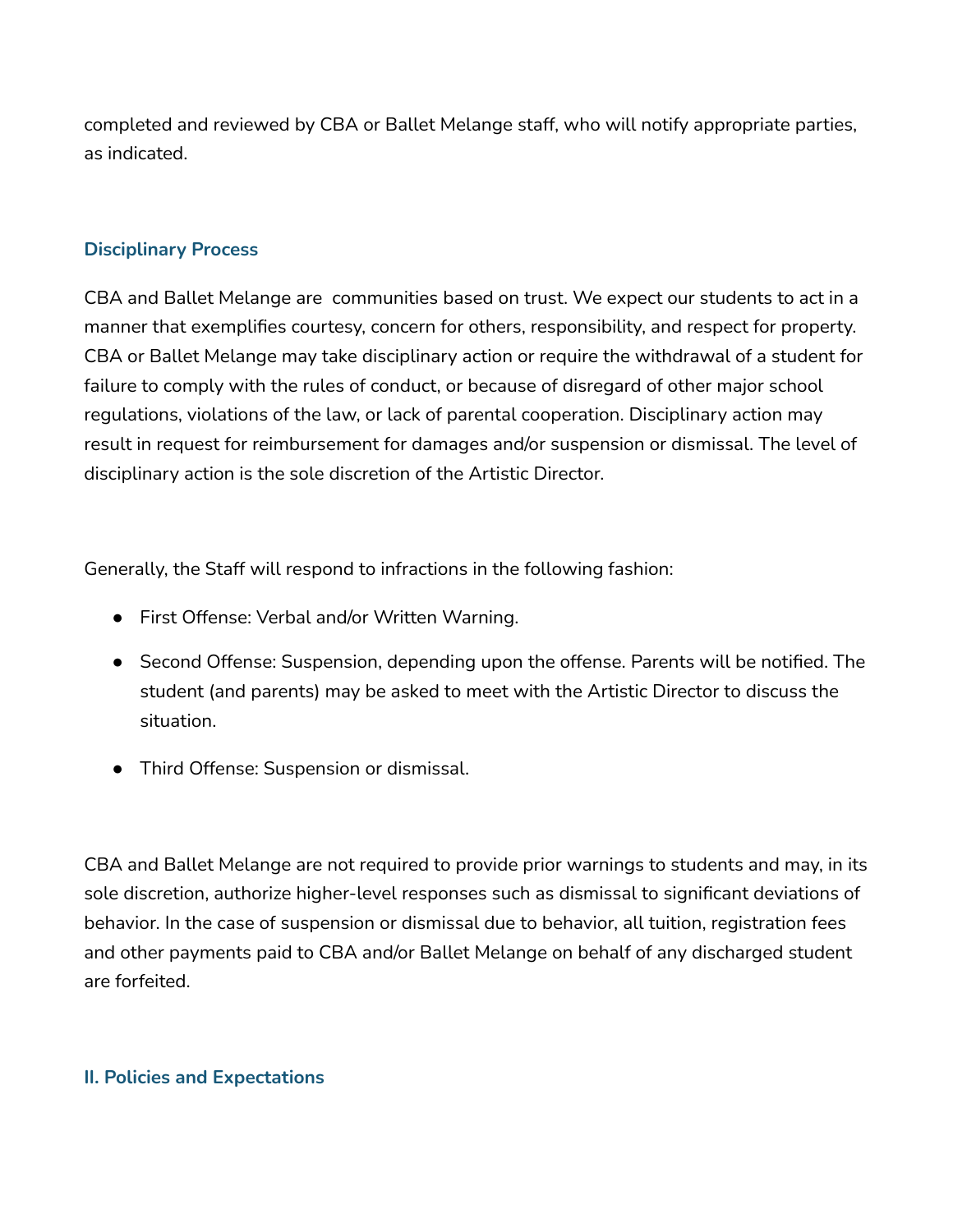completed and reviewed by CBA or Ballet Melange staff, who will notify appropriate parties, as indicated.

### Disciplinary Process

CBA and Ballet Melange are  communities based on trust. We expect our students to act in a manner that exemplifies courtesy, concern for others, responsibility, and respect for property. CBA or Ballet Melange may take disciplinary action or require the withdrawal of a student for failure to comply with the rules of conduct, or because of disregard of other major school regulations, violations of the law, or lack of parental cooperation. Disciplinary action may result in request for reimbursement for damages and/or suspension or dismissal. The level of disciplinary action is the sole discretion of the Artistic Director.

Generally, the Staff will respond to infractions in the following fashion:

- First Offense: Verbal and/or Written Warning.
- Second Offense: Suspension, depending upon the offense. Parents will be notified. The student (and parents) may be asked to meet with the Artistic Director to discuss the situation.
- Third Offense: Suspension or dismissal.

CBA and Ballet Melange are not required to provide prior warnings to students and may, in its sole discretion, authorize higher-level responses such as dismissal to significant deviations of behavior. In the case of suspension or dismissal due to behavior, all tuition, registration fees and other payments paid to CBA and/or Ballet Melange on behalf of any discharged student are forfeited.

## II. Policies and Expectations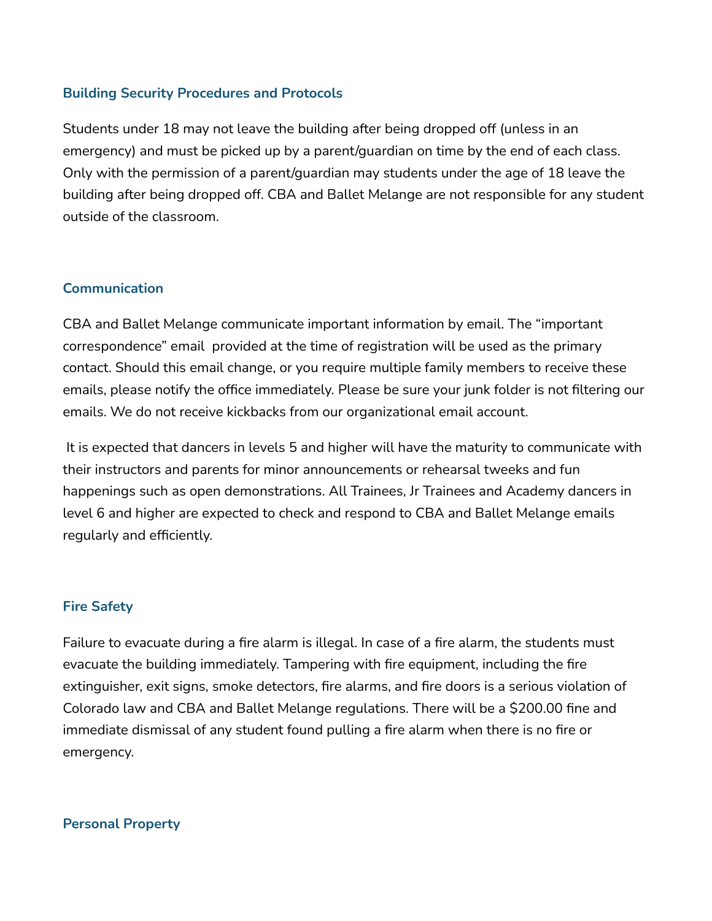### Building Security Procedures and Protocols

Students under 18 may not leave the building after being dropped off (unless in an emergency) and must be picked up by a parent/guardian on time by the end of each class. Only with the permission of a parent/guardian may students under the age of 18 leave the building after being dropped off. CBA and Ballet Melange are not responsible for any student outside of the classroom.

### Communication

CBA and Ballet Melange communicate important information by email. The "important correspondence" email provided at the time of registration will be used as the primary contact. Should this email change, or you require multiple family members to receive these emails, please notify the office immediately. Please be sure your junk folder is not filtering our emails. We do not receive kickbacks from our organizational email account.

It is expected that dancers in levels 5 and higher will have the maturity to communicate with their instructors and parents for minor announcements or rehearsal tweeks and fun happenings such as open demonstrations. All Trainees, Jr Trainees and Academy dancers in level 6 and higher are expected to check and respond to CBA and Ballet Melange emails regularly and efficiently.

### Fire Safety

Failure to evacuate during a fire alarm is illegal. In case of a fire alarm, the students must evacuate the building immediately. Tampering with fire equipment, including the fire extinguisher, exit signs, smoke detectors, fire alarms, and fire doors is a serious violation of Colorado law and CBA and Ballet Melange regulations. There will be a $200.00 fine and immediate dismissal of any student found pulling a fire alarm when there is no fire or emergency.

### Personal Property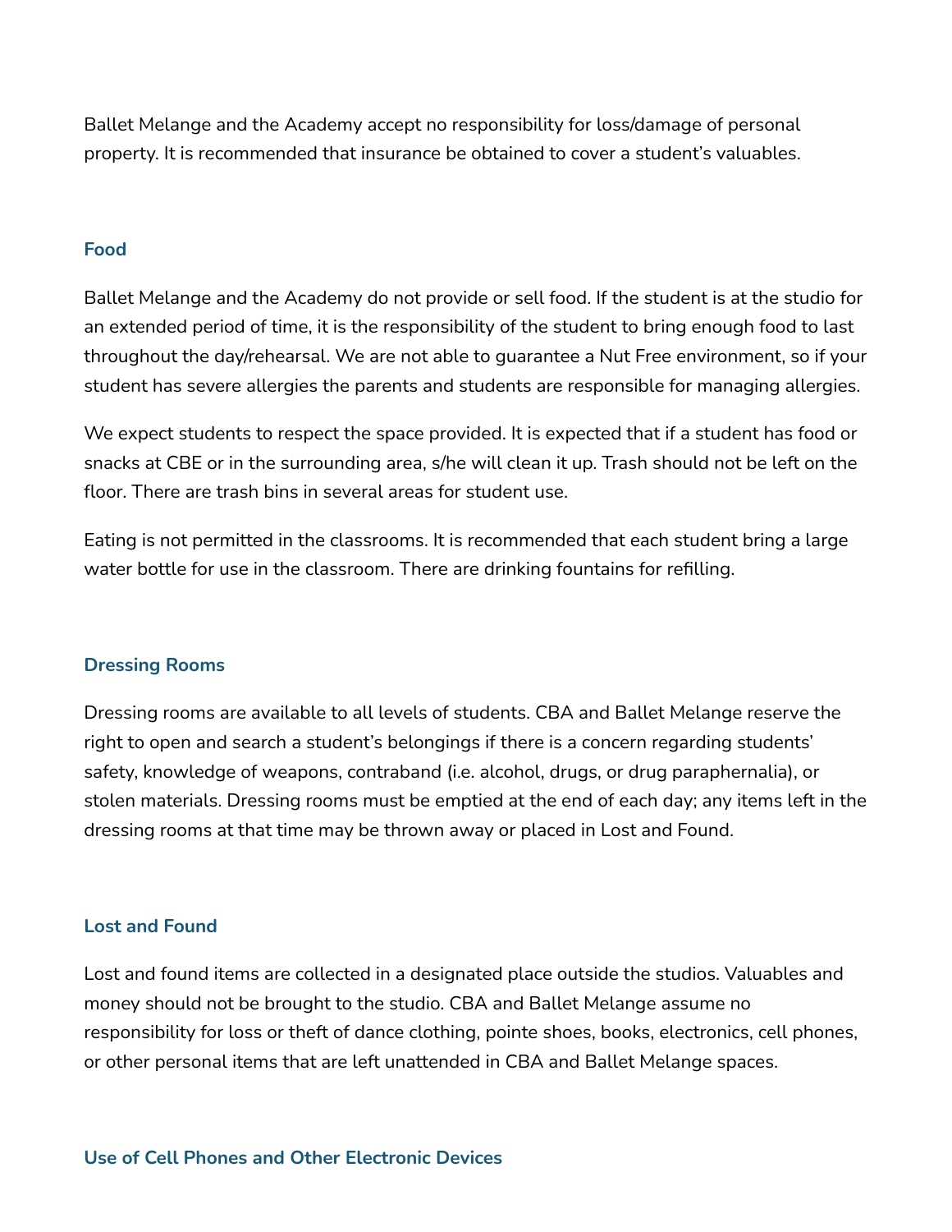Ballet Melange and the Academy accept no responsibility for loss/damage of personal property. It is recommended that insurance be obtained to cover a student's valuables.

### Food

Ballet Melange and the Academy do not provide or sell food. If the student is at the studio for an extended period of time, it is the responsibility of the student to bring enough food to last throughout the day/rehearsal. We are not able to guarantee a Nut Free environment, so if your student has severe allergies the parents and students are responsible for managing allergies.

We expect students to respect the space provided. It is expected that if a student has food or snacks at CBE or in the surrounding area, s/he will clean it up. Trash should not be left on the floor. There are trash bins in several areas for student use.

Eating is not permitted in the classrooms. It is recommended that each student bring a large water bottle for use in the classroom. There are drinking fountains for refilling.

### Dressing Rooms

Dressing rooms are available to all levels of students. CBA and Ballet Melange reserve the right to open and search a student's belongings if there is a concern regarding students' safety, knowledge of weapons, contraband (i.e. alcohol, drugs, or drug paraphernalia), or stolen materials. Dressing rooms must be emptied at the end of each day; any items left in the dressing rooms at that time may be thrown away or placed in Lost and Found.

### Lost and Found

Lost and found items are collected in a designated place outside the studios. Valuables and money should not be brought to the studio. CBA and Ballet Melange assume no responsibility for loss or theft of dance clothing, pointe shoes, books, electronics, cell phones, or other personal items that are left unattended in CBA and Ballet Melange spaces.

### Use of Cell Phones and Other Electronic Devices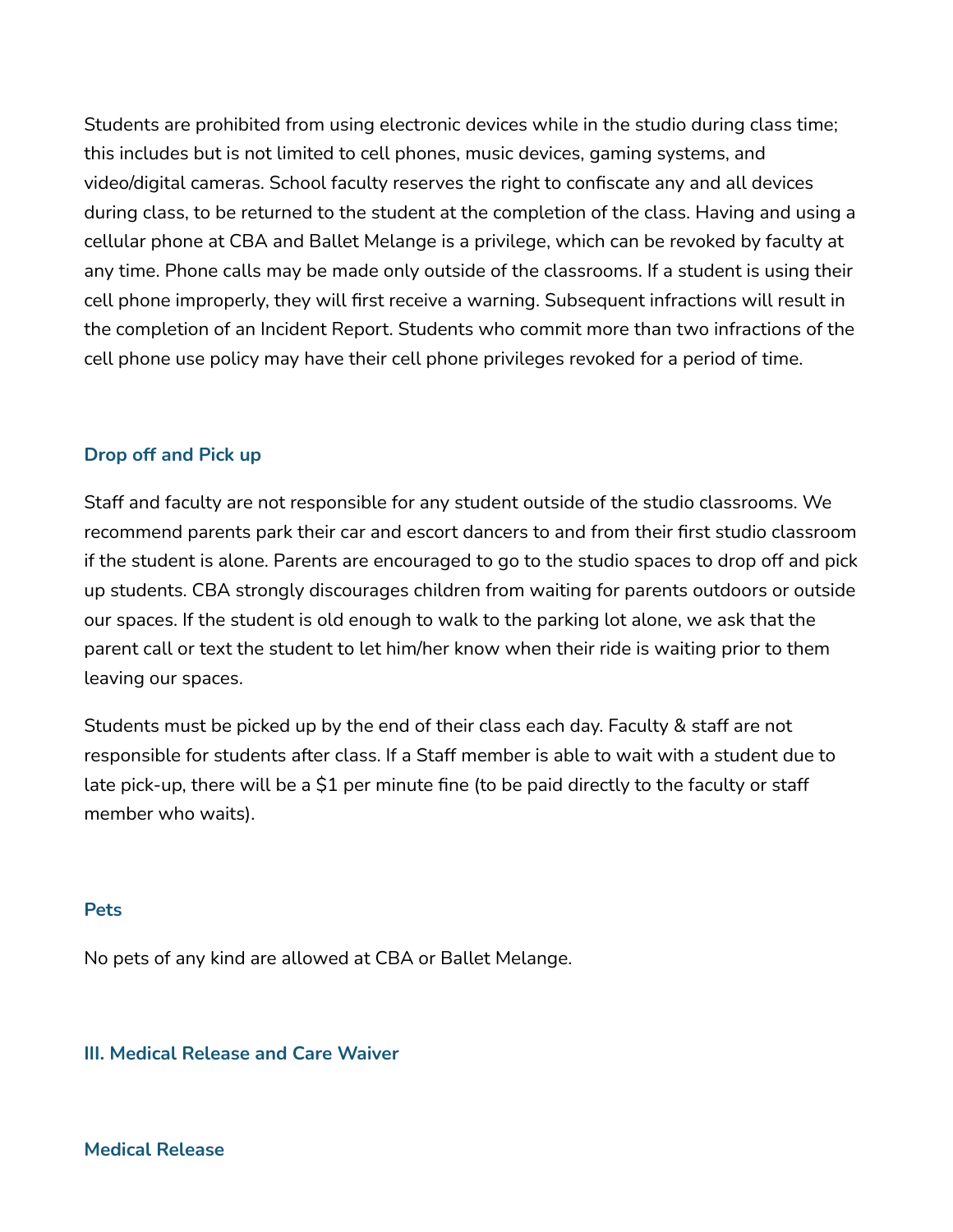Students are prohibited from using electronic devices while in the studio during class time; this includes but is not limited to cell phones, music devices, gaming systems, and video/digital cameras. School faculty reserves the right to confiscate any and all devices during class, to be returned to the student at the completion of the class. Having and using a cellular phone at CBA and Ballet Melange is a privilege, which can be revoked by faculty at any time. Phone calls may be made only outside of the classrooms. If a student is using their cell phone improperly, they will first receive a warning. Subsequent infractions will result in the completion of an Incident Report. Students who commit more than two infractions of the cell phone use policy may have their cell phone privileges revoked for a period of time.

### Drop off and Pick up

Staff and faculty are not responsible for any student outside of the studio classrooms. We recommend parents park their car and escort dancers to and from their first studio classroom if the student is alone. Parents are encouraged to go to the studio spaces to drop off and pick up students. CBA strongly discourages children from waiting for parents outdoors or outside our spaces. If the student is old enough to walk to the parking lot alone, we ask that the parent call or text the student to let him/her know when their ride is waiting prior to them leaving our spaces.

Students must be picked up by the end of their class each day. Faculty & staff are not responsible for students after class. If a Staff member is able to wait with a student due to late pick-up, there will be a $1 per minute fine (to be paid directly to the faculty or staff member who waits).

### Pets

No pets of any kind are allowed at CBA or Ballet Melange.

## III. Medical Release and Care Waiver

### Medical Release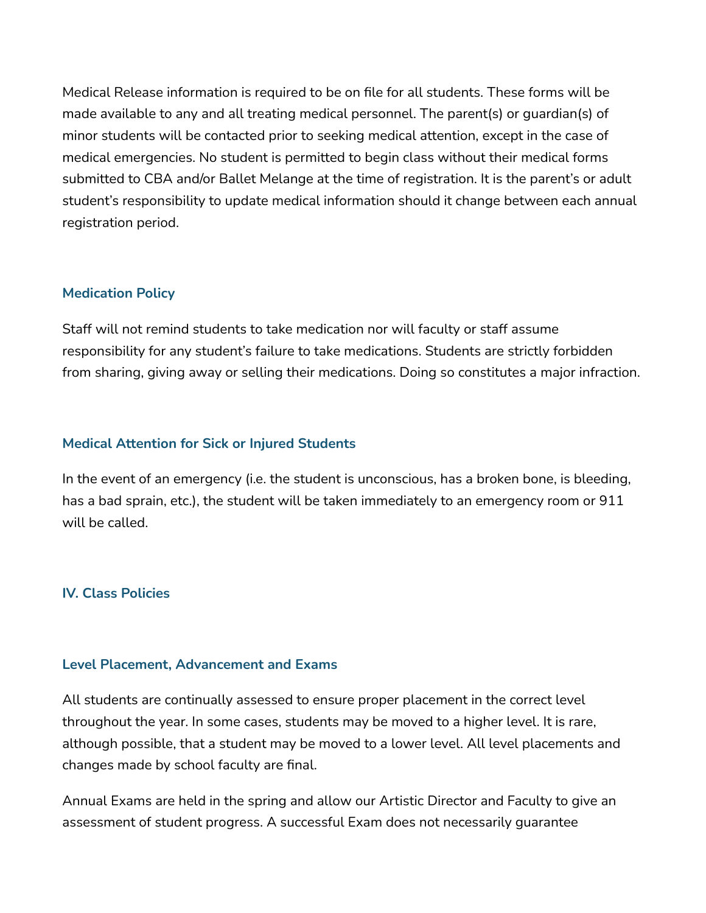Medical Release information is required to be on file for all students. These forms will be made available to any and all treating medical personnel. The parent(s) or guardian(s) of minor students will be contacted prior to seeking medical attention, except in the case of medical emergencies. No student is permitted to begin class without their medical forms submitted to CBA and/or Ballet Melange at the time of registration. It is the parent's or adult student's responsibility to update medical information should it change between each annual registration period.

### Medication Policy

Staff will not remind students to take medication nor will faculty or staff assume responsibility for any student's failure to take medications. Students are strictly forbidden from sharing, giving away or selling their medications. Doing so constitutes a major infraction.

### Medical Attention for Sick or Injured Students

In the event of an emergency (i.e. the student is unconscious, has a broken bone, is bleeding, has a bad sprain, etc.), the student will be taken immediately to an emergency room or 911 will be called.

## IV. Class Policies

### Level Placement, Advancement and Exams

All students are continually assessed to ensure proper placement in the correct level throughout the year. In some cases, students may be moved to a higher level. It is rare, although possible, that a student may be moved to a lower level. All level placements and changes made by school faculty are final.

Annual Exams are held in the spring and allow our Artistic Director and Faculty to give an assessment of student progress. A successful Exam does not necessarily guarantee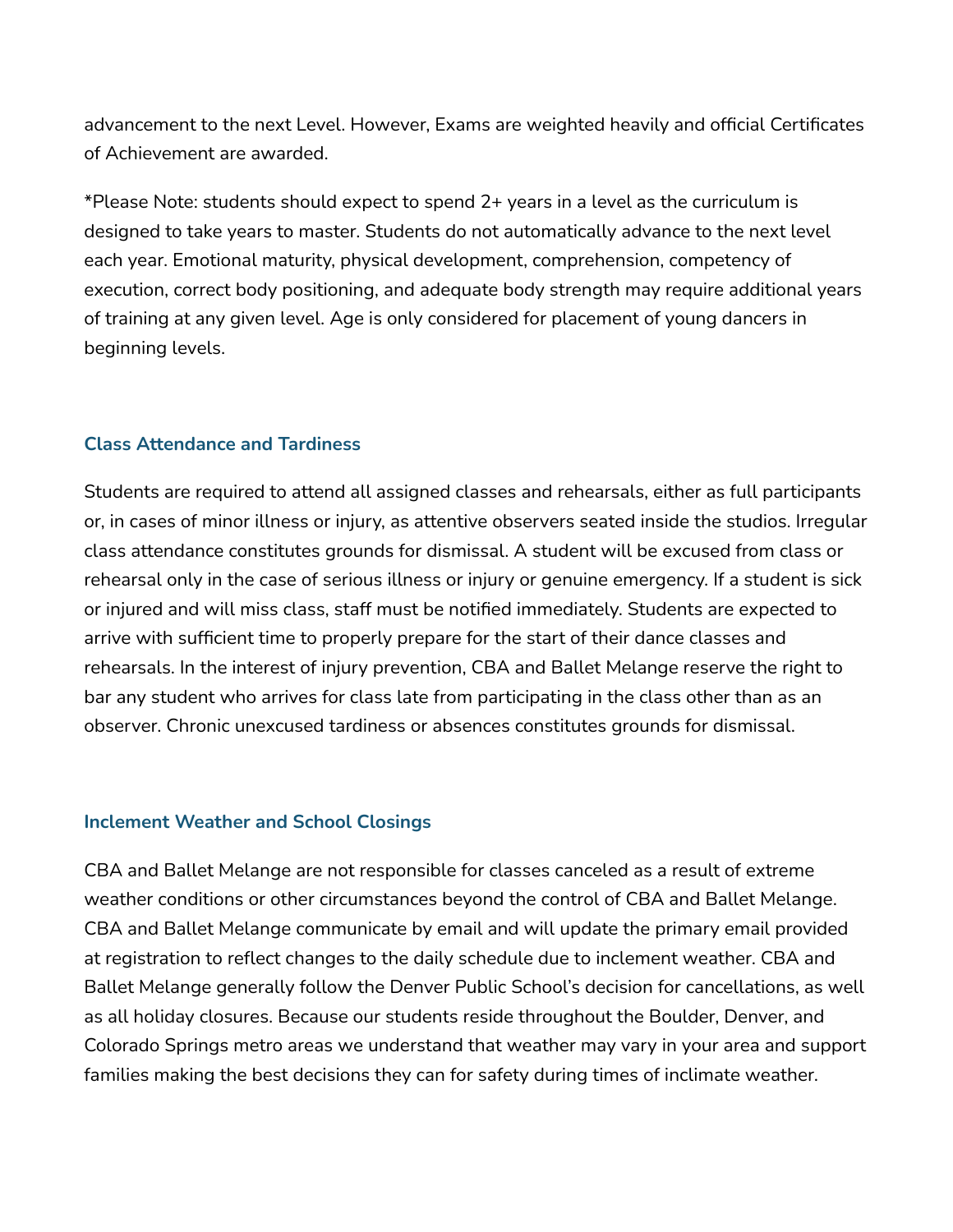advancement to the next Level. However, Exams are weighted heavily and official Certificates of Achievement are awarded.

*Please Note: students should expect to spend 2+ years in a level as the curriculum is designed to take years to master. Students do not automatically advance to the next level each year. Emotional maturity, physical development, comprehension, competency of execution, correct body positioning, and adequate body strength may require additional years of training at any given level. Age is only considered for placement of young dancers in beginning levels.

### Class Attendance and Tardiness

Students are required to attend all assigned classes and rehearsals, either as full participants or, in cases of minor illness or injury, as attentive observers seated inside the studios. Irregular class attendance constitutes grounds for dismissal. A student will be excused from class or rehearsal only in the case of serious illness or injury or genuine emergency. If a student is sick or injured and will miss class, staff must be notified immediately. Students are expected to arrive with sufficient time to properly prepare for the start of their dance classes and rehearsals. In the interest of injury prevention, CBA and Ballet Melange reserve the right to bar any student who arrives for class late from participating in the class other than as an observer. Chronic unexcused tardiness or absences constitutes grounds for dismissal.

### Inclement Weather and School Closings

CBA and Ballet Melange are not responsible for classes canceled as a result of extreme weather conditions or other circumstances beyond the control of CBA and Ballet Melange. CBA and Ballet Melange communicate by email and will update the primary email provided at registration to reflect changes to the daily schedule due to inclement weather. CBA and Ballet Melange generally follow the Denver Public School's decision for cancellations, as well as all holiday closures. Because our students reside throughout the Boulder, Denver, and Colorado Springs metro areas we understand that weather may vary in your area and support families making the best decisions they can for safety during times of inclimate weather.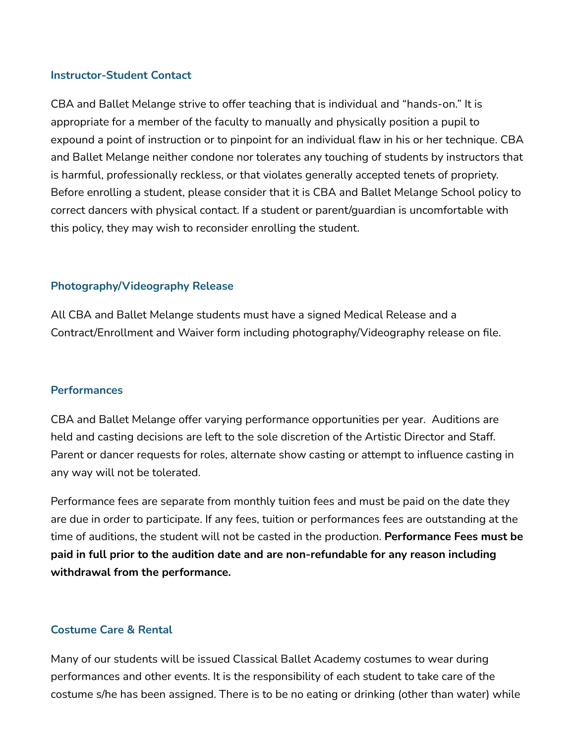### Instructor-Student Contact

CBA and Ballet Melange strive to offer teaching that is individual and "hands-on." It is appropriate for a member of the faculty to manually and physically position a pupil to expound a point of instruction or to pinpoint for an individual flaw in his or her technique. CBA and Ballet Melange neither condone nor tolerates any touching of students by instructors that is harmful, professionally reckless, or that violates generally accepted tenets of propriety. Before enrolling a student, please consider that it is CBA and Ballet Melange School policy to correct dancers with physical contact. If a student or parent/guardian is uncomfortable with this policy, they may wish to reconsider enrolling the student.

### Photography/Videography Release

All CBA and Ballet Melange students must have a signed Medical Release and a Contract/Enrollment and Waiver form including photography/Videography release on file.

### Performances

CBA and Ballet Melange offer varying performance opportunities per year. Auditions are held and casting decisions are left to the sole discretion of the Artistic Director and Staff. Parent or dancer requests for roles, alternate show casting or attempt to influence casting in any way will not be tolerated.

Performance fees are separate from monthly tuition fees and must be paid on the date they are due in order to participate. If any fees, tuition or performances fees are outstanding at the time of auditions, the student will not be casted in the production. **Performance Fees must be paid in full prior to the audition date and are non-refundable for any reason including withdrawal from the performance.**

### Costume Care & Rental

Many of our students will be issued Classical Ballet Academy costumes to wear during performances and other events. It is the responsibility of each student to take care of the costume s/he has been assigned. There is to be no eating or drinking (other than water) while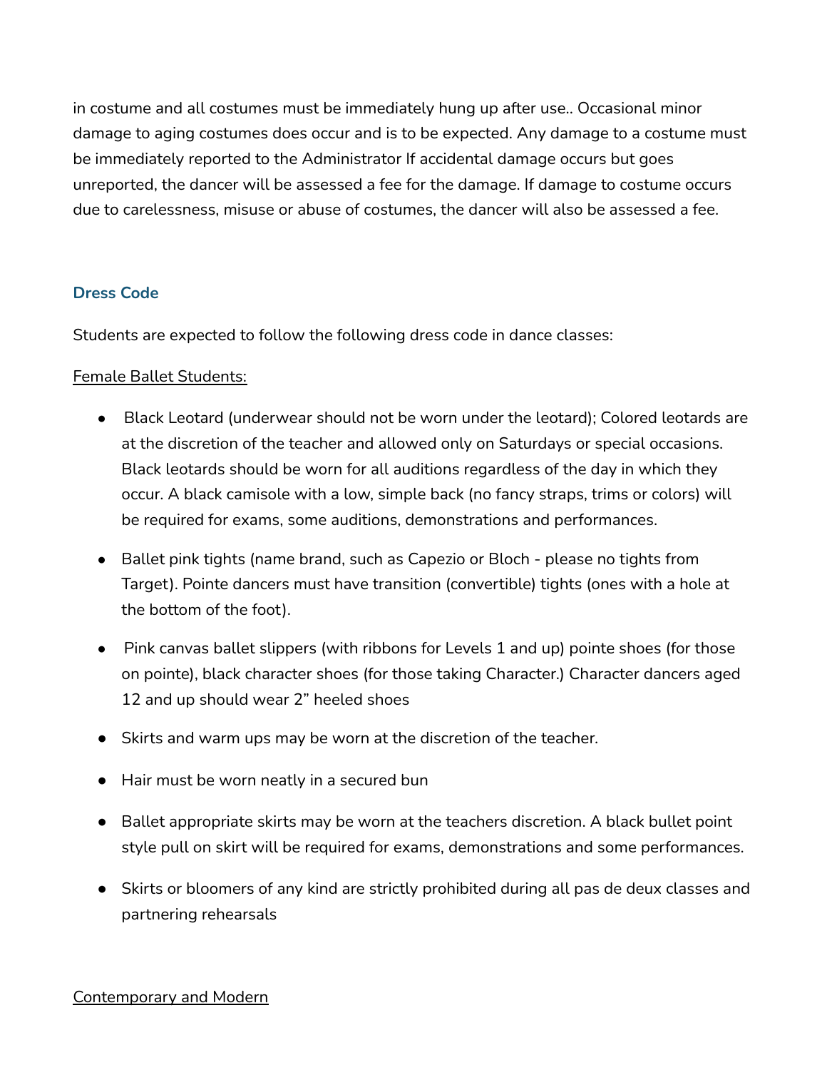in costume and all costumes must be immediately hung up after use.. Occasional minor damage to aging costumes does occur and is to be expected. Any damage to a costume must be immediately reported to the Administrator If accidental damage occurs but goes unreported, the dancer will be assessed a fee for the damage. If damage to costume occurs due to carelessness, misuse or abuse of costumes, the dancer will also be assessed a fee.

## Dress Code

Students are expected to follow the following dress code in dance classes:

Female Ballet Students:

- Black Leotard (underwear should not be worn under the leotard); Colored leotards are at the discretion of the teacher and allowed only on Saturdays or special occasions. Black leotards should be worn for all auditions regardless of the day in which they occur. A black camisole with a low, simple back (no fancy straps, trims or colors) will be required for exams, some auditions, demonstrations and performances.
- Ballet pink tights (name brand, such as Capezio or Bloch - please no tights from Target). Pointe dancers must have transition (convertible) tights (ones with a hole at the bottom of the foot).
- Pink canvas ballet slippers (with ribbons for Levels 1 and up) pointe shoes (for those on pointe), black character shoes (for those taking Character.) Character dancers aged 12 and up should wear 2" heeled shoes
- Skirts and warm ups may be worn at the discretion of the teacher.
- Hair must be worn neatly in a secured bun
- Ballet appropriate skirts may be worn at the teachers discretion. A black bullet point style pull on skirt will be required for exams, demonstrations and some performances.
- Skirts or bloomers of any kind are strictly prohibited during all pas de deux classes and partnering rehearsals

Contemporary and Modern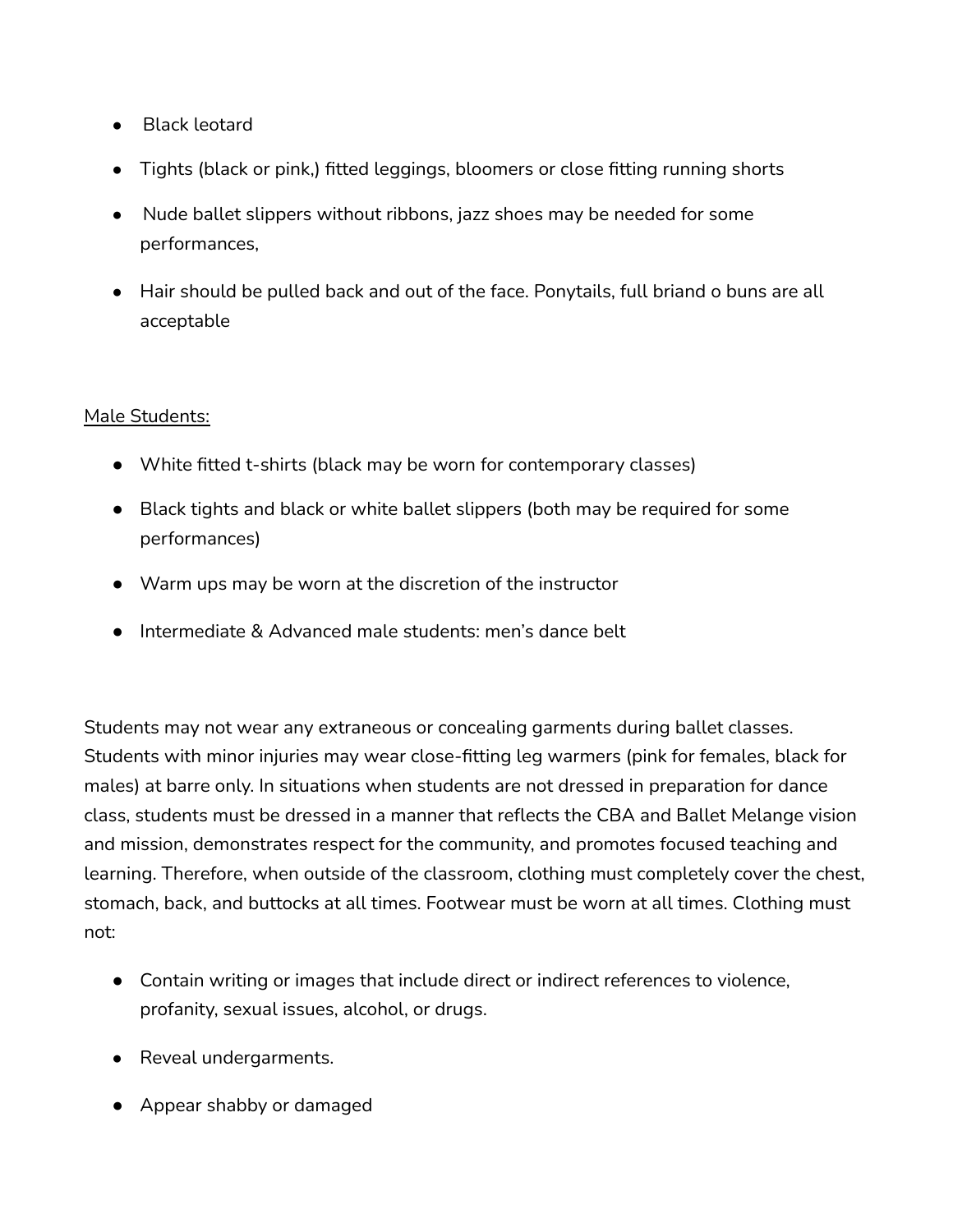- Black leotard
- Tights (black or pink,) fitted leggings, bloomers or close fitting running shorts
- Nude ballet slippers without ribbons, jazz shoes may be needed for some performances,
- Hair should be pulled back and out of the face. Ponytails, full briand o buns are all acceptable

<u>Male Students:</u>

- White fitted t-shirts (black may be worn for contemporary classes)
- Black tights and black or white ballet slippers (both may be required for some performances)
- Warm ups may be worn at the discretion of the instructor
- Intermediate & Advanced male students: men's dance belt

Students may not wear any extraneous or concealing garments during ballet classes. Students with minor injuries may wear close-fitting leg warmers (pink for females, black for males) at barre only. In situations when students are not dressed in preparation for dance class, students must be dressed in a manner that reflects the CBA and Ballet Melange vision and mission, demonstrates respect for the community, and promotes focused teaching and learning. Therefore, when outside of the classroom, clothing must completely cover the chest, stomach, back, and buttocks at all times. Footwear must be worn at all times. Clothing must not:

- Contain writing or images that include direct or indirect references to violence, profanity, sexual issues, alcohol, or drugs.
- Reveal undergarments.
- Appear shabby or damaged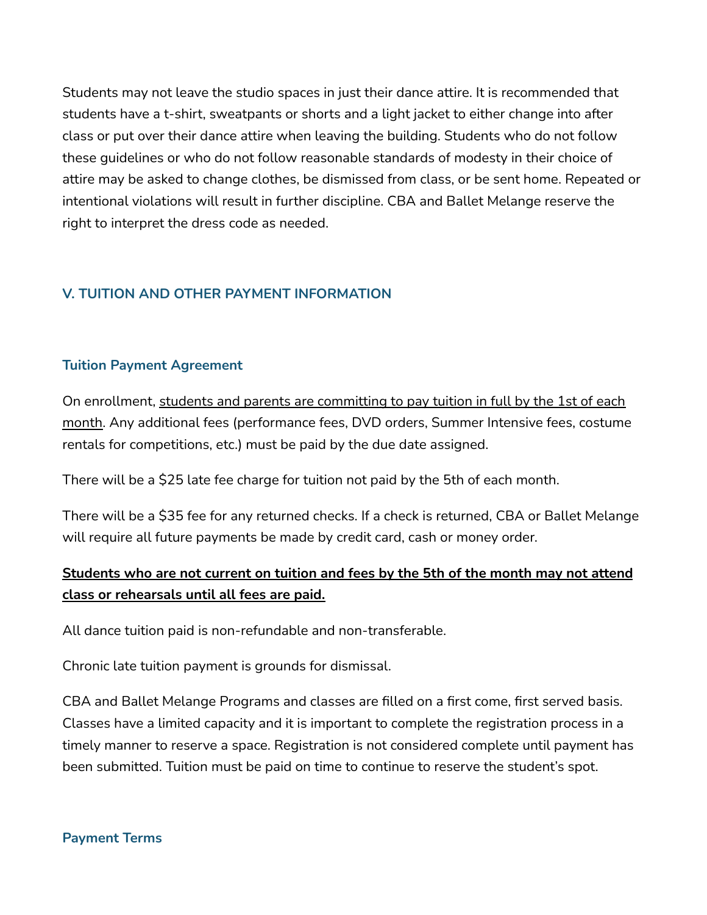Students may not leave the studio spaces in just their dance attire. It is recommended that students have a t-shirt, sweatpants or shorts and a light jacket to either change into after class or put over their dance attire when leaving the building. Students who do not follow these guidelines or who do not follow reasonable standards of modesty in their choice of attire may be asked to change clothes, be dismissed from class, or be sent home. Repeated or intentional violations will result in further discipline. CBA and Ballet Melange reserve the right to interpret the dress code as needed.

## V. TUITION AND OTHER PAYMENT INFORMATION

### Tuition Payment Agreement

On enrollment, <u>students and parents are committing to pay tuition in full by the 1st of each month</u>. Any additional fees (performance fees, DVD orders, Summer Intensive fees, costume rentals for competitions, etc.) must be paid by the due date assigned.

There will be a $25 late fee charge for tuition not paid by the 5th of each month.

There will be a $35 fee for any returned checks. If a check is returned, CBA or Ballet Melange will require all future payments be made by credit card, cash or money order.

**<u>Students who are not current on tuition and fees by the 5th of the month may not attend class or rehearsals until all fees are paid.</u>**

All dance tuition paid is non-refundable and non-transferable.

Chronic late tuition payment is grounds for dismissal.

CBA and Ballet Melange Programs and classes are filled on a first come, first served basis. Classes have a limited capacity and it is important to complete the registration process in a timely manner to reserve a space. Registration is not considered complete until payment has been submitted. Tuition must be paid on time to continue to reserve the student's spot.

### Payment Terms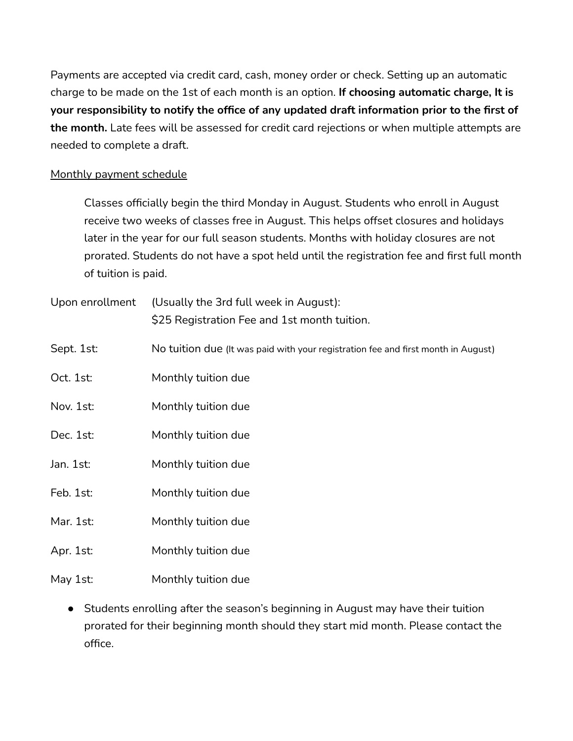Payments are accepted via credit card, cash, money order or check. Setting up an automatic charge to be made on the 1st of each month is an option. **If choosing automatic charge, It is your responsibility to notify the office of any updated draft information prior to the first of the month.** Late fees will be assessed for credit card rejections or when multiple attempts are needed to complete a draft.

<u>Monthly payment schedule</u>

> Classes officially begin the third Monday in August. Students who enroll in August receive two weeks of classes free in August. This helps offset closures and holidays later in the year for our full season students. Months with holiday closures are not prorated. Students do not have a spot held until the registration fee and first full month of tuition is paid.

| | |
|---|---|
| Upon enrollment | (Usually the 3rd full week in August): $25 Registration Fee and 1st month tuition. |
| Sept. 1st: | No tuition due (It was paid with your registration fee and first month in August) |
| Oct. 1st: | Monthly tuition due |
| Nov. 1st: | Monthly tuition due |
| Dec. 1st: | Monthly tuition due |
| Jan. 1st: | Monthly tuition due |
| Feb. 1st: | Monthly tuition due |
| Mar. 1st: | Monthly tuition due |
| Apr. 1st: | Monthly tuition due |
| May 1st: | Monthly tuition due |

- Students enrolling after the season's beginning in August may have their tuition prorated for their beginning month should they start mid month. Please contact the office.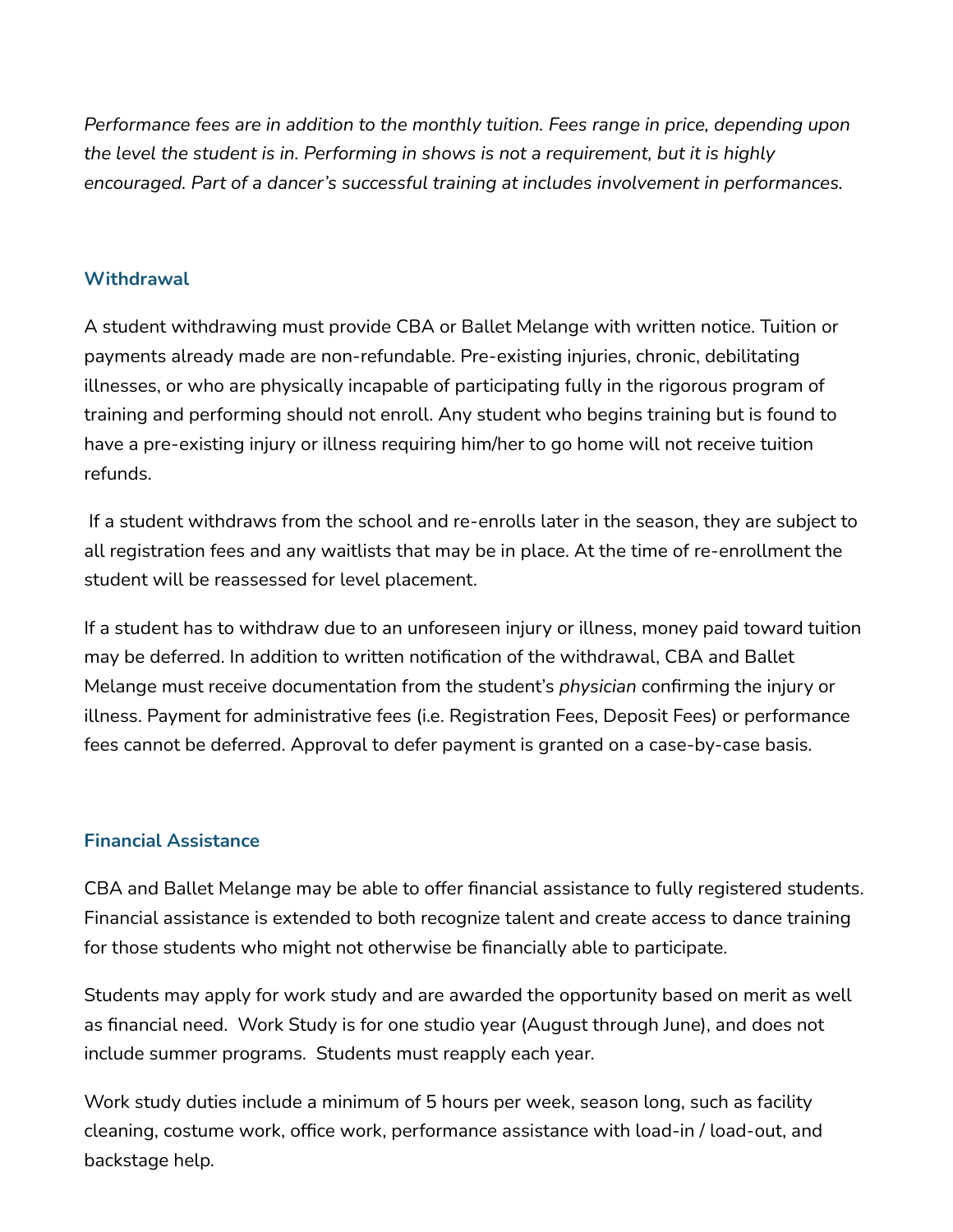*Performance fees are in addition to the monthly tuition. Fees range in price, depending upon the level the student is in. Performing in shows is not a requirement, but it is highly encouraged. Part of a dancer's successful training at includes involvement in performances.*

### Withdrawal

A student withdrawing must provide CBA or Ballet Melange with written notice. Tuition or payments already made are non-refundable. Pre-existing injuries, chronic, debilitating illnesses, or who are physically incapable of participating fully in the rigorous program of training and performing should not enroll. Any student who begins training but is found to have a pre-existing injury or illness requiring him/her to go home will not receive tuition refunds.

If a student withdraws from the school and re-enrolls later in the season, they are subject to all registration fees and any waitlists that may be in place. At the time of re-enrollment the student will be reassessed for level placement.

If a student has to withdraw due to an unforeseen injury or illness, money paid toward tuition may be deferred. In addition to written notification of the withdrawal, CBA and Ballet Melange must receive documentation from the student's *physician* confirming the injury or illness. Payment for administrative fees (i.e. Registration Fees, Deposit Fees) or performance fees cannot be deferred. Approval to defer payment is granted on a case-by-case basis.

### Financial Assistance

CBA and Ballet Melange may be able to offer financial assistance to fully registered students. Financial assistance is extended to both recognize talent and create access to dance training for those students who might not otherwise be financially able to participate.

Students may apply for work study and are awarded the opportunity based on merit as well as financial need. Work Study is for one studio year (August through June), and does not include summer programs. Students must reapply each year.

Work study duties include a minimum of 5 hours per week, season long, such as facility cleaning, costume work, office work, performance assistance with load-in / load-out, and backstage help.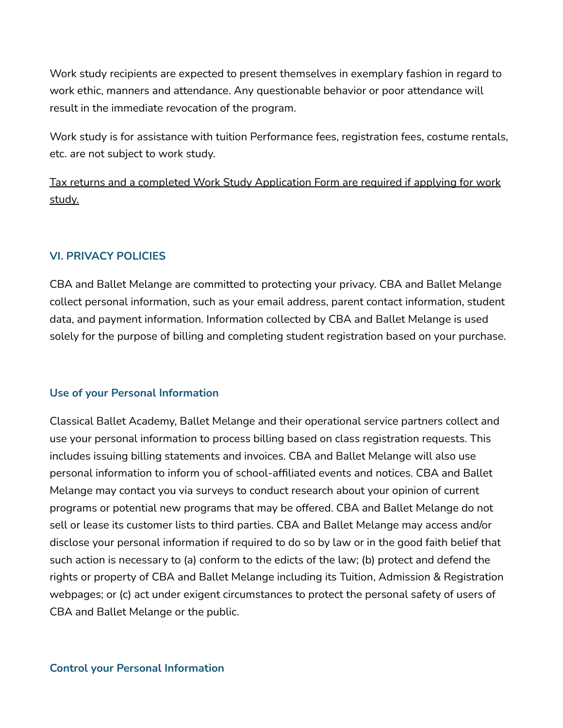Work study recipients are expected to present themselves in exemplary fashion in regard to work ethic, manners and attendance. Any questionable behavior or poor attendance will result in the immediate revocation of the program.

Work study is for assistance with tuition Performance fees, registration fees, costume rentals, etc. are not subject to work study.

<u>Tax returns and a completed Work Study Application Form are required if applying for work study.</u>

### VI. PRIVACY POLICIES

CBA and Ballet Melange are committed to protecting your privacy. CBA and Ballet Melange collect personal information, such as your email address, parent contact information, student data, and payment information. Information collected by CBA and Ballet Melange is used solely for the purpose of billing and completing student registration based on your purchase.

#### Use of your Personal Information

Classical Ballet Academy, Ballet Melange and their operational service partners collect and use your personal information to process billing based on class registration requests. This includes issuing billing statements and invoices. CBA and Ballet Melange will also use personal information to inform you of school-affiliated events and notices. CBA and Ballet Melange may contact you via surveys to conduct research about your opinion of current programs or potential new programs that may be offered. CBA and Ballet Melange do not sell or lease its customer lists to third parties. CBA and Ballet Melange may access and/or disclose your personal information if required to do so by law or in the good faith belief that such action is necessary to (a) conform to the edicts of the law; (b) protect and defend the rights or property of CBA and Ballet Melange including its Tuition, Admission & Registration webpages; or (c) act under exigent circumstances to protect the personal safety of users of CBA and Ballet Melange or the public.

#### Control your Personal Information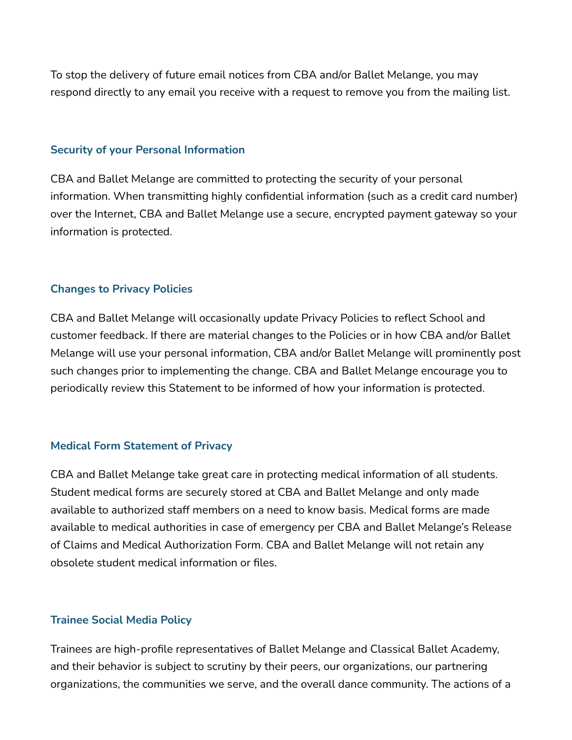To stop the delivery of future email notices from CBA and/or Ballet Melange, you may respond directly to any email you receive with a request to remove you from the mailing list.

### Security of your Personal Information

CBA and Ballet Melange are committed to protecting the security of your personal information. When transmitting highly confidential information (such as a credit card number) over the Internet, CBA and Ballet Melange use a secure, encrypted payment gateway so your information is protected.

### Changes to Privacy Policies

CBA and Ballet Melange will occasionally update Privacy Policies to reflect School and customer feedback. If there are material changes to the Policies or in how CBA and/or Ballet Melange will use your personal information, CBA and/or Ballet Melange will prominently post such changes prior to implementing the change. CBA and Ballet Melange encourage you to periodically review this Statement to be informed of how your information is protected.

### Medical Form Statement of Privacy

CBA and Ballet Melange take great care in protecting medical information of all students. Student medical forms are securely stored at CBA and Ballet Melange and only made available to authorized staff members on a need to know basis. Medical forms are made available to medical authorities in case of emergency per CBA and Ballet Melange's Release of Claims and Medical Authorization Form. CBA and Ballet Melange will not retain any obsolete student medical information or files.

### Trainee Social Media Policy

Trainees are high-profile representatives of Ballet Melange and Classical Ballet Academy, and their behavior is subject to scrutiny by their peers, our organizations, our partnering organizations, the communities we serve, and the overall dance community. The actions of a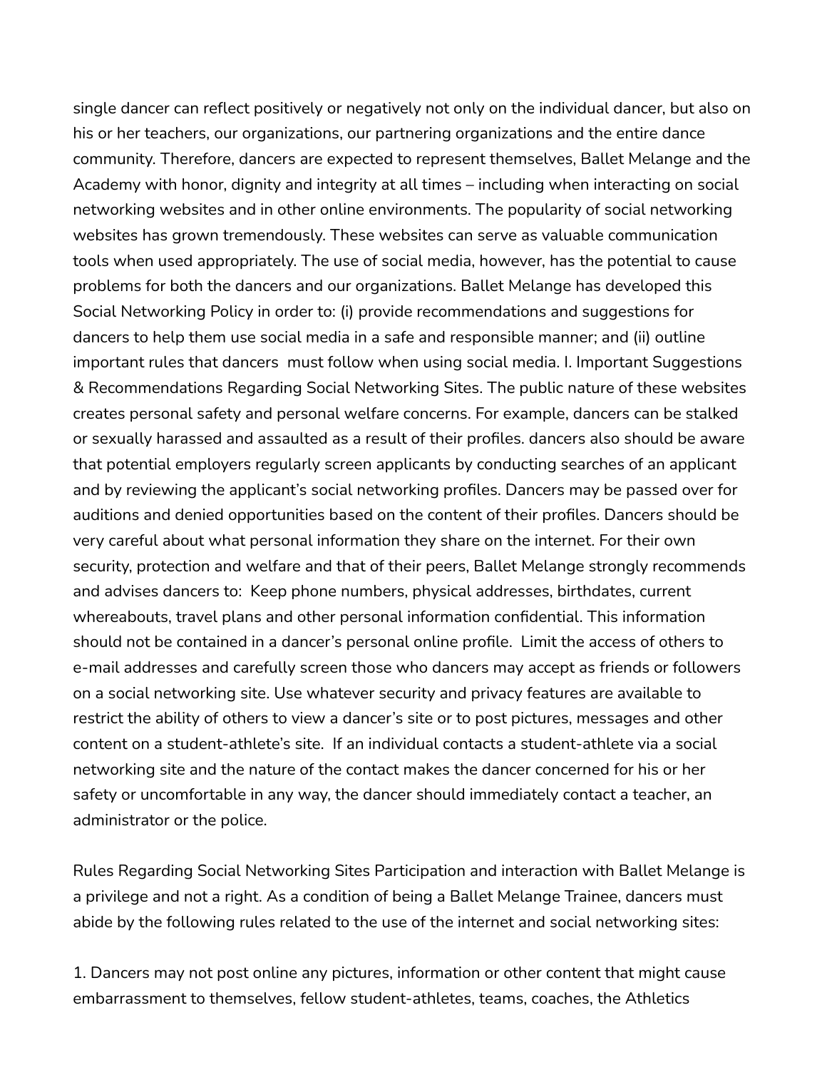single dancer can reflect positively or negatively not only on the individual dancer, but also on his or her teachers, our organizations, our partnering organizations and the entire dance community. Therefore, dancers are expected to represent themselves, Ballet Melange and the Academy with honor, dignity and integrity at all times – including when interacting on social networking websites and in other online environments. The popularity of social networking websites has grown tremendously. These websites can serve as valuable communication tools when used appropriately. The use of social media, however, has the potential to cause problems for both the dancers and our organizations. Ballet Melange has developed this Social Networking Policy in order to: (i) provide recommendations and suggestions for dancers to help them use social media in a safe and responsible manner; and (ii) outline important rules that dancers must follow when using social media. I. Important Suggestions & Recommendations Regarding Social Networking Sites. The public nature of these websites creates personal safety and personal welfare concerns. For example, dancers can be stalked or sexually harassed and assaulted as a result of their profiles. dancers also should be aware that potential employers regularly screen applicants by conducting searches of an applicant and by reviewing the applicant's social networking profiles. Dancers may be passed over for auditions and denied opportunities based on the content of their profiles. Dancers should be very careful about what personal information they share on the internet. For their own security, protection and welfare and that of their peers, Ballet Melange strongly recommends and advises dancers to: Keep phone numbers, physical addresses, birthdates, current whereabouts, travel plans and other personal information confidential. This information should not be contained in a dancer's personal online profile. Limit the access of others to e-mail addresses and carefully screen those who dancers may accept as friends or followers on a social networking site. Use whatever security and privacy features are available to restrict the ability of others to view a dancer's site or to post pictures, messages and other content on a student-athlete's site. If an individual contacts a student-athlete via a social networking site and the nature of the contact makes the dancer concerned for his or her safety or uncomfortable in any way, the dancer should immediately contact a teacher, an administrator or the police.

Rules Regarding Social Networking Sites Participation and interaction with Ballet Melange is a privilege and not a right. As a condition of being a Ballet Melange Trainee, dancers must abide by the following rules related to the use of the internet and social networking sites:

1. Dancers may not post online any pictures, information or other content that might cause embarrassment to themselves, fellow student-athletes, teams, coaches, the Athletics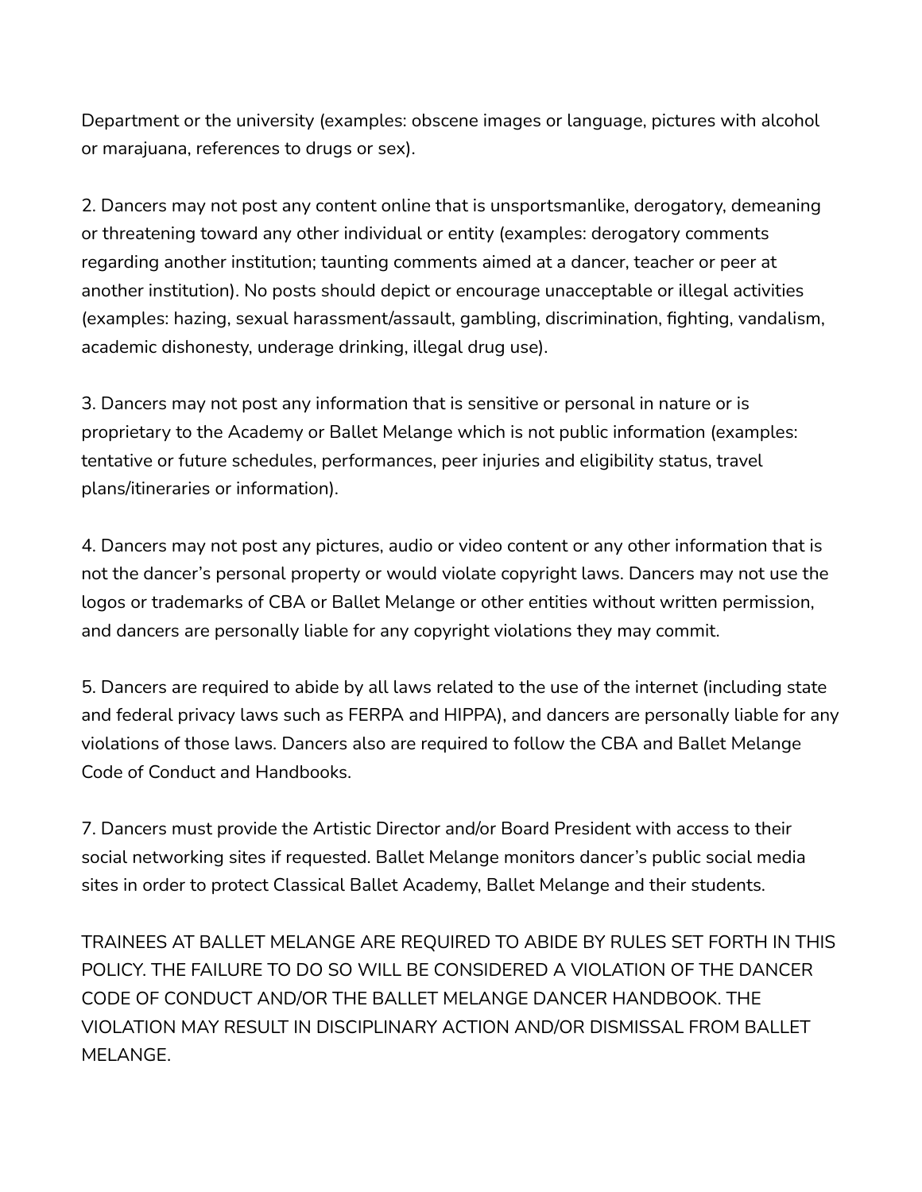Department or the university (examples: obscene images or language, pictures with alcohol or marajuana, references to drugs or sex).

2. Dancers may not post any content online that is unsportsmanlike, derogatory, demeaning or threatening toward any other individual or entity (examples: derogatory comments regarding another institution; taunting comments aimed at a dancer, teacher or peer at another institution). No posts should depict or encourage unacceptable or illegal activities (examples: hazing, sexual harassment/assault, gambling, discrimination, fighting, vandalism, academic dishonesty, underage drinking, illegal drug use).

3. Dancers may not post any information that is sensitive or personal in nature or is proprietary to the Academy or Ballet Melange which is not public information (examples: tentative or future schedules, performances, peer injuries and eligibility status, travel plans/itineraries or information).

4. Dancers may not post any pictures, audio or video content or any other information that is not the dancer's personal property or would violate copyright laws. Dancers may not use the logos or trademarks of CBA or Ballet Melange or other entities without written permission, and dancers are personally liable for any copyright violations they may commit.

5. Dancers are required to abide by all laws related to the use of the internet (including state and federal privacy laws such as FERPA and HIPPA), and dancers are personally liable for any violations of those laws. Dancers also are required to follow the CBA and Ballet Melange Code of Conduct and Handbooks.

7. Dancers must provide the Artistic Director and/or Board President with access to their social networking sites if requested. Ballet Melange monitors dancer's public social media sites in order to protect Classical Ballet Academy, Ballet Melange and their students.

TRAINEES AT BALLET MELANGE ARE REQUIRED TO ABIDE BY RULES SET FORTH IN THIS POLICY. THE FAILURE TO DO SO WILL BE CONSIDERED A VIOLATION OF THE DANCER CODE OF CONDUCT AND/OR THE BALLET MELANGE DANCER HANDBOOK. THE VIOLATION MAY RESULT IN DISCIPLINARY ACTION AND/OR DISMISSAL FROM BALLET MELANGE.